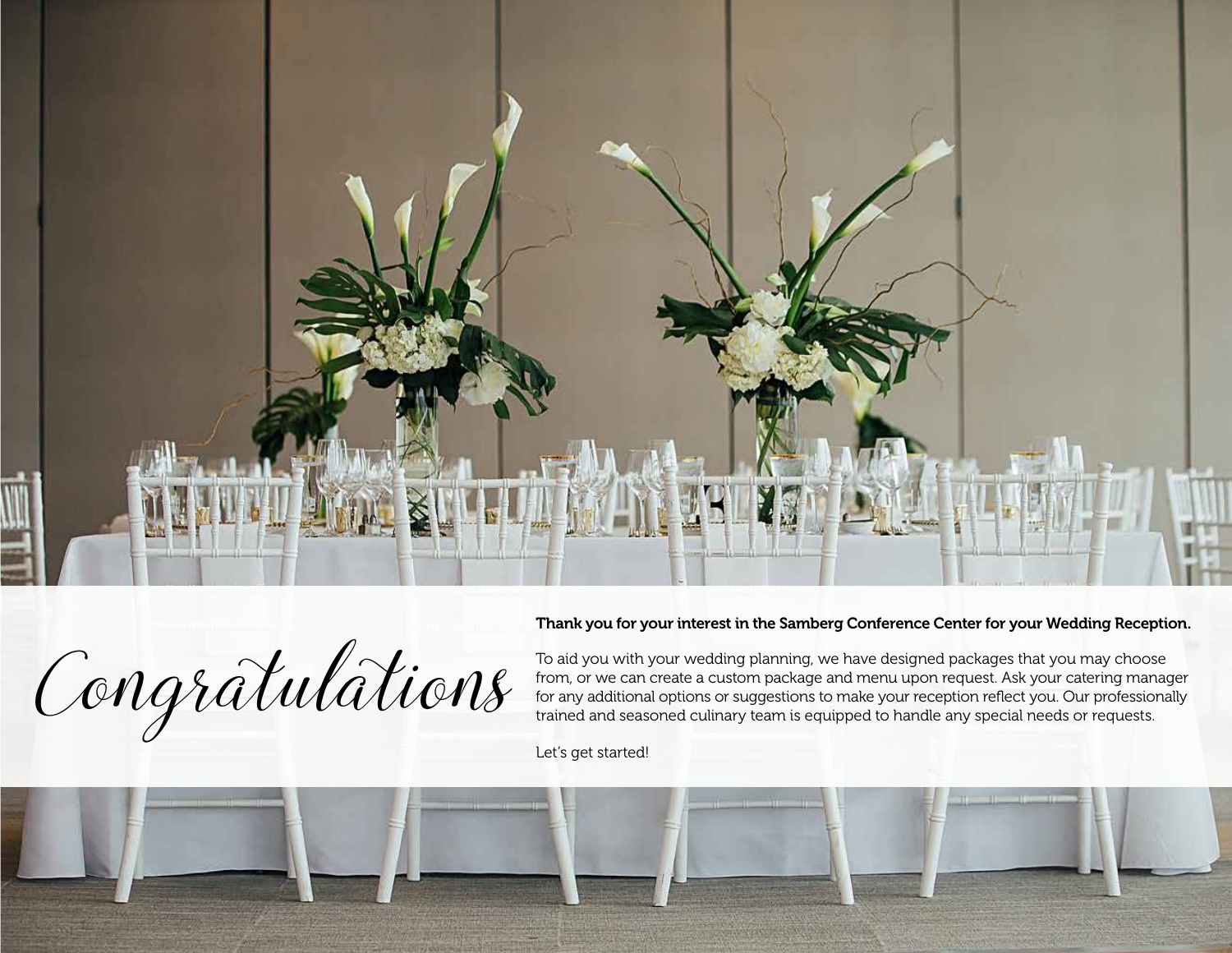# Congratulations

**Thank you for your interest in the Samberg Conference Center for your Wedding Reception.**

To aid you with your wedding planning, we have designed packages that you may choose from, or we can create a custom package and menu upon request. Ask your catering manager for any additional options or suggestions to make your reception reflect you. Our professionally trained and seasoned culinary team is equipped to handle any special needs or requests.

Let's get started!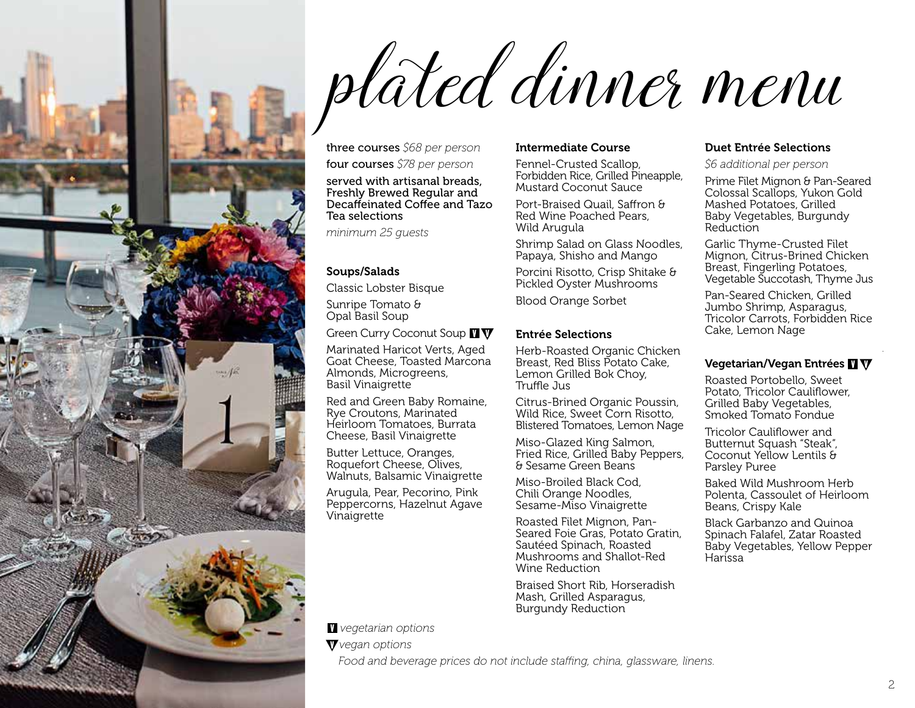# plated dinner menu

**three courses** *$68 per person*

**four courses** *$78 per person*

**served with artisanal breads, Freshly Brewed Regular and Decaffeinated Coffee and Tazo Tea selections**

*minimum 25 guests*

## Soups/Salads

Classic Lobster Bisque

Sunripe Tomato & Opal Basil Soup

Green Curry Coconut Soup V V

Marinated Haricot Verts, Aged Goat Cheese, Toasted Marcona Almonds, Microgreens, Basil Vinaigrette

Red and Green Baby Romaine, Rye Croutons, Marinated Heirloom Tomatoes, Burrata Cheese, Basil Vinaigrette

Butter Lettuce, Oranges, Roquefort Cheese, Olives, Walnuts, Balsamic Vinaigrette

Arugula, Pear, Pecorino, Pink Peppercorns, Hazelnut Agave Vinaigrette

## Intermediate Course

Fennel-Crusted Scallop, Forbidden Rice, Grilled Pineapple, Mustard Coconut Sauce

Port-Braised Quail, Saffron & Red Wine Poached Pears, Wild Arugula

Shrimp Salad on Glass Noodles, Papaya, Shisho and Mango

Porcini Risotto, Crisp Shitake & Pickled Oyster Mushrooms

Blood Orange Sorbet

## Entrée Selections

Herb-Roasted Organic Chicken Breast, Red Bliss Potato Cake, Lemon Grilled Bok Choy, Truffle Jus

Citrus-Brined Organic Poussin, Wild Rice, Sweet Corn Risotto, Blistered Tomatoes, Lemon Nage

Miso-Glazed King Salmon, Fried Rice, Grilled Baby Peppers, & Sesame Green Beans

Miso-Broiled Black Cod, Chili Orange Noodles, Sesame-Miso Vinaigrette

Roasted Filet Mignon, Pan-Seared Foie Gras, Potato Gratin, Sautéed Spinach, Roasted Mushrooms and Shallot-Red Wine Reduction

Braised Short Rib, Horseradish Mash, Grilled Asparagus, Burgundy Reduction

## Duet Entrée Selections

*$6 additional per person*

Prime Filet Mignon & Pan-Seared Colossal Scallops, Yukon Gold Mashed Potatoes, Grilled Baby Vegetables, Burgundy Reduction

Garlic Thyme-Crusted Filet Mignon, Citrus-Brined Chicken Breast, Fingerling Potatoes, Vegetable Succotash, Thyme Jus

Pan-Seared Chicken, Grilled Jumbo Shrimp, Asparagus, Tricolor Carrots, Forbidden Rice Cake, Lemon Nage

## Vegetarian/Vegan Entrées V V

Roasted Portobello, Sweet Potato, Tricolor Cauliflower, Grilled Baby Vegetables, Smoked Tomato Fondue

Tricolor Cauliflower and Butternut Squash "Steak", Coconut Yellow Lentils & Parsley Puree

Baked Wild Mushroom Herb Polenta, Cassoulet of Heirloom Beans, Crispy Kale

Black Garbanzo and Quinoa Spinach Falafel, Zatar Roasted Baby Vegetables, Yellow Pepper Harissa

V *vegetarian options*

V *vegan options*

*Food and beverage prices do not include staffing, china, glassware, linens.*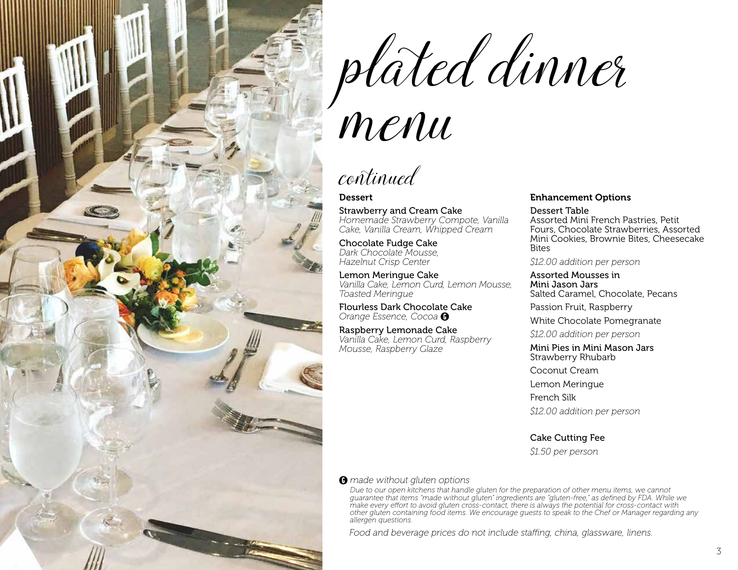# plated dinner menu

## continued

### Dessert

**Strawberry and Cream Cake**
*Homemade Strawberry Compote, Vanilla Cake, Vanilla Cream, Whipped Cream*

**Chocolate Fudge Cake**
*Dark Chocolate Mousse, Hazelnut Crisp Center*

**Lemon Meringue Cake**
*Vanilla Cake, Lemon Curd, Lemon Mousse, Toasted Meringue*

**Flourless Dark Chocolate Cake**
*Orange Essence, Cocoa* G

**Raspberry Lemonade Cake**
*Vanilla Cake, Lemon Curd, Raspberry Mousse, Raspberry Glaze*

### Enhancement Options

**Dessert Table**
Assorted Mini French Pastries, Petit Fours, Chocolate Strawberries, Assorted Mini Cookies, Brownie Bites, Cheesecake Bites

*$12.00 addition per person*

**Assorted Mousses in Mini Jason Jars**
Salted Caramel, Chocolate, Pecans

Passion Fruit, Raspberry

White Chocolate Pomegranate

*$12.00 addition per person*

**Mini Pies in Mini Mason Jars**
Strawberry Rhubarb

Coconut Cream

Lemon Meringue

French Silk

*$12.00 addition per person*

**Cake Cutting Fee**

*$1.50 per person*

G *made without gluten options*

*Due to our open kitchens that handle gluten for the preparation of other menu items, we cannot guarantee that items "made without gluten" ingredients are "gluten-free," as defined by FDA. While we make every effort to avoid gluten cross-contact, there is always the potential for cross-contact with other gluten containing food items. We encourage guests to speak to the Chef or Manager regarding any allergen questions.*

*Food and beverage prices do not include staffing, china, glassware, linens.*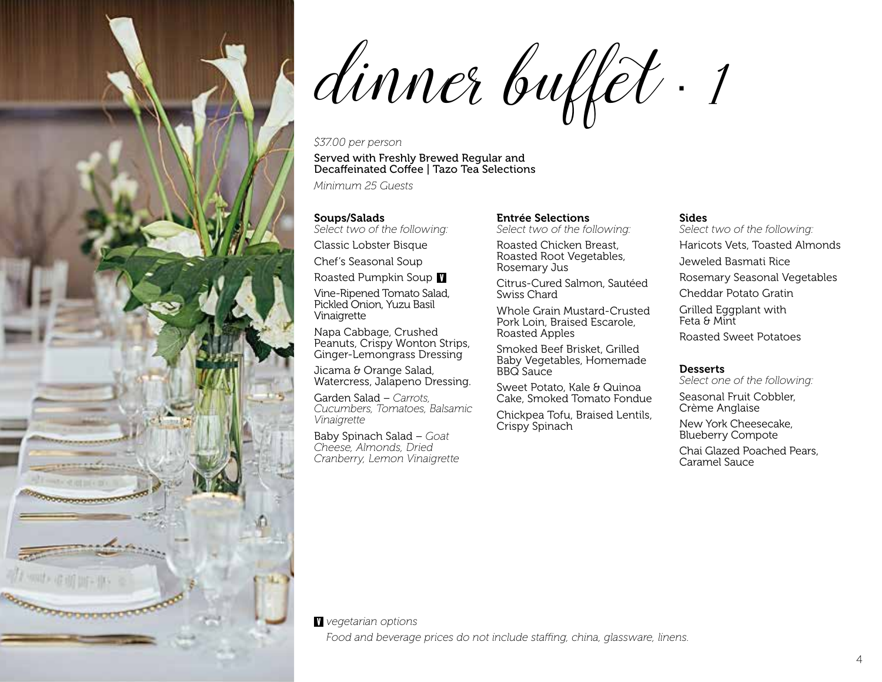# dinner buffet · 1

*$37.00 per person*

Served with Freshly Brewed Regular and Decaffeinated Coffee | Tazo Tea Selections

*Minimum 25 Guests*

**Soups/Salads**
*Select two of the following:*

Classic Lobster Bisque

Chef's Seasonal Soup

Roasted Pumpkin Soup **V**

Vine-Ripened Tomato Salad, Pickled Onion, Yuzu Basil Vinaigrette

Napa Cabbage, Crushed Peanuts, Crispy Wonton Strips, Ginger-Lemongrass Dressing

Jicama & Orange Salad, Watercress, Jalapeno Dressing.

Garden Salad – *Carrots, Cucumbers, Tomatoes, Balsamic Vinaigrette*

Baby Spinach Salad – *Goat Cheese, Almonds, Dried Cranberry, Lemon Vinaigrette*

**Entrée Selections**
*Select two of the following:*

Roasted Chicken Breast, Roasted Root Vegetables, Rosemary Jus

Citrus-Cured Salmon, Sautéed Swiss Chard

Whole Grain Mustard-Crusted Pork Loin, Braised Escarole, Roasted Apples

Smoked Beef Brisket, Grilled Baby Vegetables, Homemade BBQ Sauce

Sweet Potato, Kale & Quinoa Cake, Smoked Tomato Fondue

Chickpea Tofu, Braised Lentils, Crispy Spinach

**Sides**
*Select two of the following:*

Haricots Vets, Toasted Almonds

Jeweled Basmati Rice

Rosemary Seasonal Vegetables

Cheddar Potato Gratin

Grilled Eggplant with Feta & Mint

Roasted Sweet Potatoes

**Desserts**
*Select one of the following:*

Seasonal Fruit Cobbler, Crème Anglaise

New York Cheesecake, Blueberry Compote

Chai Glazed Poached Pears, Caramel Sauce

**V** *vegetarian options*

*Food and beverage prices do not include staffing, china, glassware, linens.*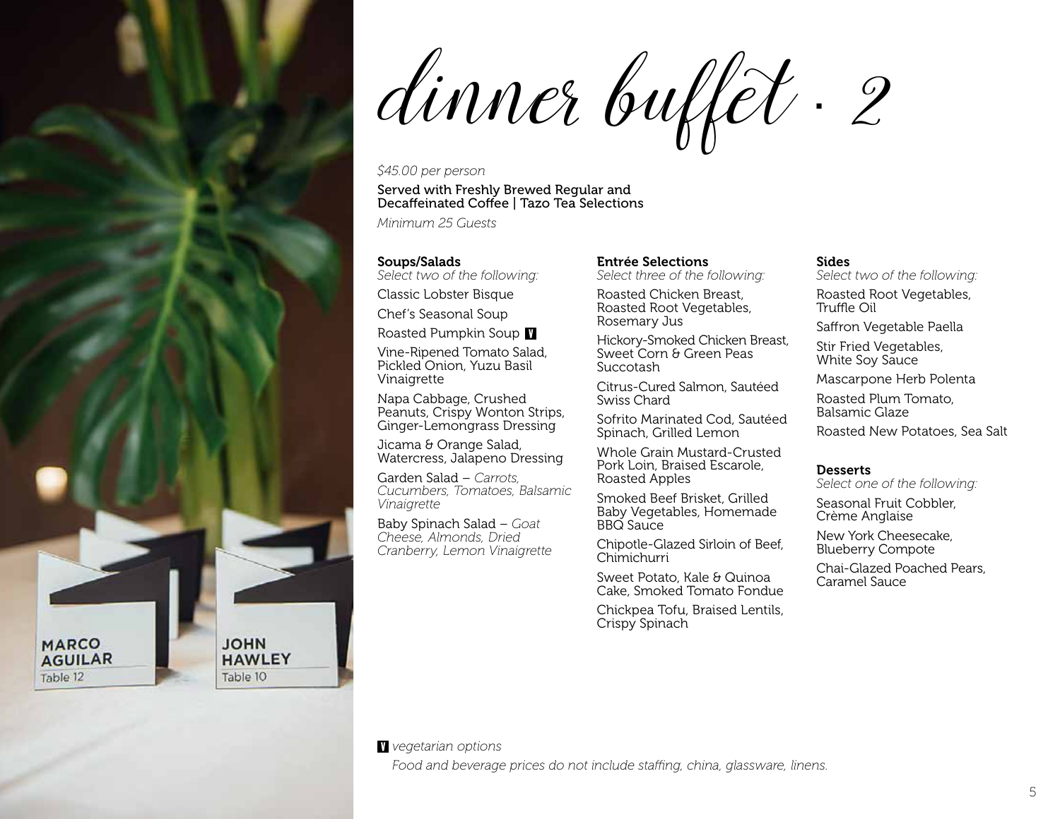# dinner buffet · 2

*$45.00 per person*

Served with Freshly Brewed Regular and Decaffeinated Coffee | Tazo Tea Selections

*Minimum 25 Guests*

### Soups/Salads

*Select two of the following:*

Classic Lobster Bisque

Chef's Seasonal Soup

Roasted Pumpkin Soup **V**

Vine-Ripened Tomato Salad, Pickled Onion, Yuzu Basil Vinaigrette

Napa Cabbage, Crushed Peanuts, Crispy Wonton Strips, Ginger-Lemongrass Dressing

Jicama & Orange Salad, Watercress, Jalapeno Dressing

Garden Salad – *Carrots, Cucumbers, Tomatoes, Balsamic Vinaigrette*

Baby Spinach Salad – *Goat Cheese, Almonds, Dried Cranberry, Lemon Vinaigrette*

### Entrée Selections

*Select three of the following:*

Roasted Chicken Breast, Roasted Root Vegetables, Rosemary Jus

Hickory-Smoked Chicken Breast, Sweet Corn & Green Peas Succotash

Citrus-Cured Salmon, Sautéed Swiss Chard

Sofrito Marinated Cod, Sautéed Spinach, Grilled Lemon

Whole Grain Mustard-Crusted Pork Loin, Braised Escarole, Roasted Apples

Smoked Beef Brisket, Grilled Baby Vegetables, Homemade BBQ Sauce

Chipotle-Glazed Sirloin of Beef, Chimichurri

Sweet Potato, Kale & Quinoa Cake, Smoked Tomato Fondue

Chickpea Tofu, Braised Lentils, Crispy Spinach

### Sides

*Select two of the following:*

Roasted Root Vegetables, Truffle Oil

Saffron Vegetable Paella

Stir Fried Vegetables, White Soy Sauce

Mascarpone Herb Polenta

Roasted Plum Tomato, Balsamic Glaze

Roasted New Potatoes, Sea Salt

### Desserts

*Select one of the following:*

Seasonal Fruit Cobbler, Crème Anglaise

New York Cheesecake, Blueberry Compote

Chai-Glazed Poached Pears, Caramel Sauce

**V** *vegetarian options*

*Food and beverage prices do not include staffing, china, glassware, linens.*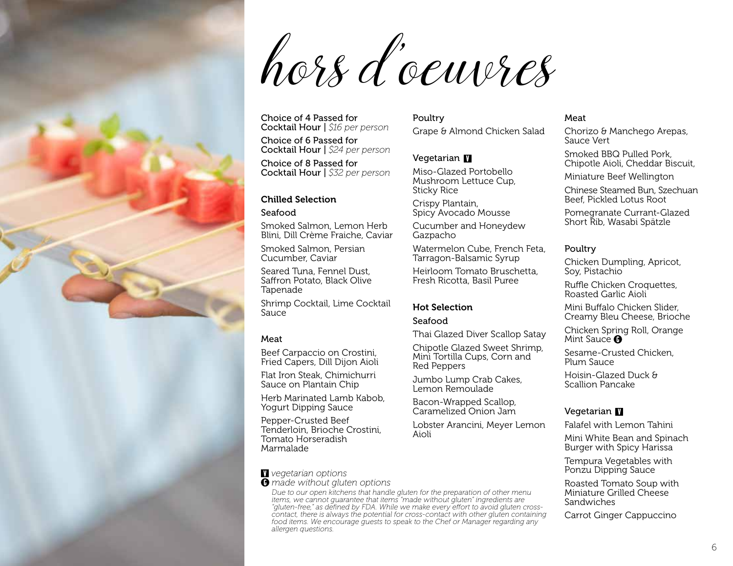# hors d'oeuvres

**Choice of 4 Passed for Cocktail Hour** | *$16 per person*

**Choice of 6 Passed for Cocktail Hour** | *$24 per person*

**Choice of 8 Passed for Cocktail Hour** | *$32 per person*

## Chilled Selection

### Seafood

Smoked Salmon, Lemon Herb Blini, Dill Crème Fraiche, Caviar

Smoked Salmon, Persian Cucumber, Caviar

Seared Tuna, Fennel Dust, Saffron Potato, Black Olive Tapenade

Shrimp Cocktail, Lime Cocktail Sauce

### Meat

Beef Carpaccio on Crostini, Fried Capers, Dill Dijon Aioli

Flat Iron Steak, Chimichurri Sauce on Plantain Chip

Herb Marinated Lamb Kabob, Yogurt Dipping Sauce

Pepper-Crusted Beef Tenderloin, Brioche Crostini, Tomato Horseradish Marmalade

### Poultry

Grape & Almond Chicken Salad

### Vegetarian V

Miso-Glazed Portobello Mushroom Lettuce Cup, Sticky Rice

Crispy Plantain, Spicy Avocado Mousse

Cucumber and Honeydew Gazpacho

Watermelon Cube, French Feta, Tarragon-Balsamic Syrup

Heirloom Tomato Bruschetta, Fresh Ricotta, Basil Puree

## Hot Selection

### Seafood

Thai Glazed Diver Scallop Satay

Chipotle Glazed Sweet Shrimp, Mini Tortilla Cups, Corn and Red Peppers

Jumbo Lump Crab Cakes, Lemon Remoulade

Bacon-Wrapped Scallop, Caramelized Onion Jam

Lobster Arancini, Meyer Lemon Aioli

### Meat

Chorizo & Manchego Arepas, Sauce Vert

Smoked BBQ Pulled Pork, Chipotle Aioli, Cheddar Biscuit,

Miniature Beef Wellington

Chinese Steamed Bun, Szechuan Beef, Pickled Lotus Root

Pomegranate Currant-Glazed Short Rib, Wasabi Spätzle

### Poultry

Chicken Dumpling, Apricot, Soy, Pistachio

Ruffle Chicken Croquettes, Roasted Garlic Aioli

Mini Buffalo Chicken Slider, Creamy Bleu Cheese, Brioche

Chicken Spring Roll, Orange Mint Sauce G

Sesame-Crusted Chicken, Plum Sauce

Hoisin-Glazed Duck & Scallion Pancake

### Vegetarian V

Falafel with Lemon Tahini

Mini White Bean and Spinach Burger with Spicy Harissa

Tempura Vegetables with Ponzu Dipping Sauce

Roasted Tomato Soup with Miniature Grilled Cheese Sandwiches

Carrot Ginger Cappuccino

V *vegetarian options*

G *made without gluten options*

*Due to our open kitchens that handle gluten for the preparation of other menu items, we cannot guarantee that items "made without gluten" ingredients are "gluten-free," as defined by FDA. While we make every effort to avoid gluten cross-contact, there is always the potential for cross-contact with other gluten containing food items. We encourage guests to speak to the Chef or Manager regarding any allergen questions.*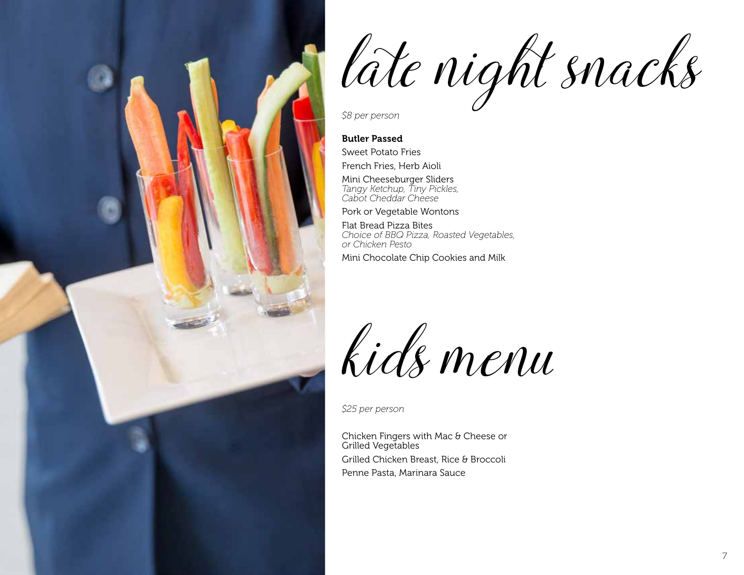# late night snacks

*$8 per person*

**Butler Passed**

Sweet Potato Fries

French Fries, Herb Aioli

Mini Cheeseburger Sliders
*Tangy Ketchup, Tiny Pickles, Cabot Cheddar Cheese*

Pork or Vegetable Wontons

Flat Bread Pizza Bites
*Choice of BBQ Pizza, Roasted Vegetables, or Chicken Pesto*

Mini Chocolate Chip Cookies and Milk

# kids menu

*$25 per person*

Chicken Fingers with Mac & Cheese or Grilled Vegetables

Grilled Chicken Breast, Rice & Broccoli

Penne Pasta, Marinara Sauce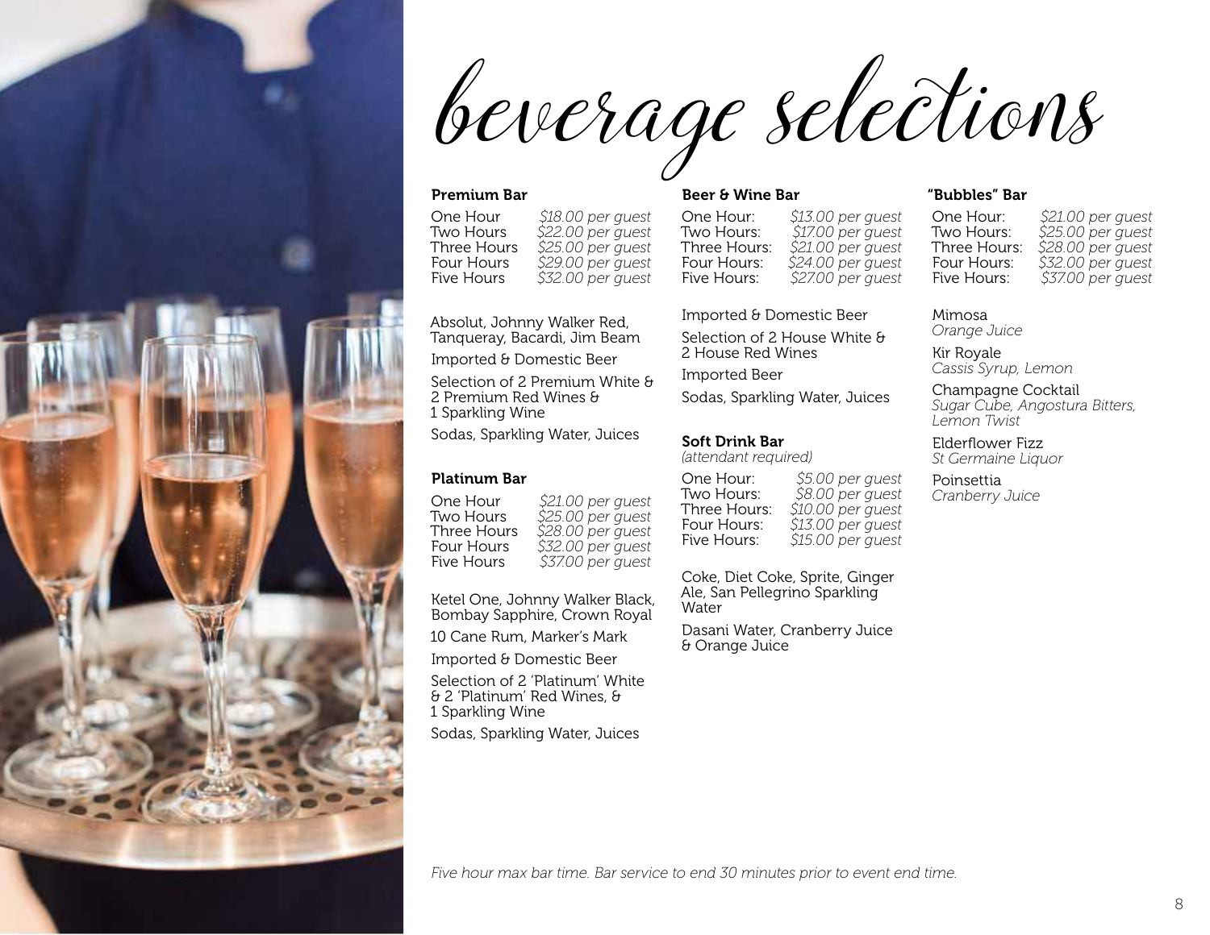# beverage selections

### Premium Bar

| | |
|---|---|
| One Hour | *$18.00 per guest* |
| Two Hours | *$22.00 per guest* |
| Three Hours | *$25.00 per guest* |
| Four Hours | *$29.00 per guest* |
| Five Hours | *$32.00 per guest* |

Absolut, Johnny Walker Red, Tanqueray, Bacardi, Jim Beam

Imported & Domestic Beer

Selection of 2 Premium White & 2 Premium Red Wines & 1 Sparkling Wine

Sodas, Sparkling Water, Juices

### Platinum Bar

| | |
|---|---|
| One Hour | *$21.00 per guest* |
| Two Hours | *$25.00 per guest* |
| Three Hours | *$28.00 per guest* |
| Four Hours | *$32.00 per guest* |
| Five Hours | *$37.00 per guest* |

Ketel One, Johnny Walker Black, Bombay Sapphire, Crown Royal

10 Cane Rum, Marker's Mark

Imported & Domestic Beer

Selection of 2 'Platinum' White & 2 'Platinum' Red Wines, & 1 Sparkling Wine

Sodas, Sparkling Water, Juices

### Beer & Wine Bar

| | |
|---|---|
| One Hour: | *$13.00 per guest* |
| Two Hours: | *$17.00 per guest* |
| Three Hours: | *$21.00 per guest* |
| Four Hours: | *$24.00 per guest* |
| Five Hours: | *$27.00 per guest* |

Imported & Domestic Beer

Selection of 2 House White & 2 House Red Wines

Imported Beer

Sodas, Sparkling Water, Juices

### Soft Drink Bar

*(attendant required)*

| | |
|---|---|
| One Hour: | *$5.00 per guest* |
| Two Hours: | *$8.00 per guest* |
| Three Hours: | *$10.00 per guest* |
| Four Hours: | *$13.00 per guest* |
| Five Hours: | *$15.00 per guest* |

Coke, Diet Coke, Sprite, Ginger Ale, San Pellegrino Sparkling Water

Dasani Water, Cranberry Juice & Orange Juice

### "Bubbles" Bar

| | |
|---|---|
| One Hour: | *$21.00 per guest* |
| Two Hours: | *$25.00 per guest* |
| Three Hours: | *$28.00 per guest* |
| Four Hours: | *$32.00 per guest* |
| Five Hours: | *$37.00 per guest* |

Mimosa
*Orange Juice*

Kir Royale
*Cassis Syrup, Lemon*

Champagne Cocktail
*Sugar Cube, Angostura Bitters, Lemon Twist*

Elderflower Fizz
*St Germaine Liquor*

Poinsettia
*Cranberry Juice*

*Five hour max bar time. Bar service to end 30 minutes prior to event end time.*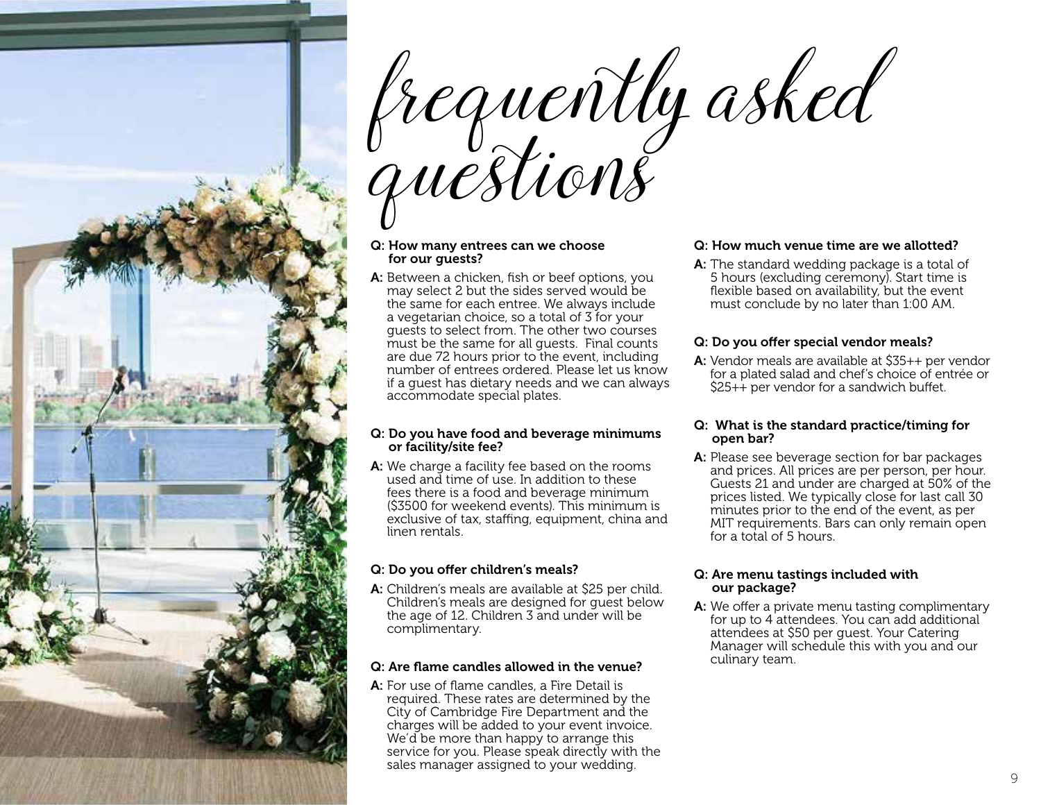# frequently asked questions

**Q: How many entrees can we choose for our guests?**

**A:** Between a chicken, fish or beef options, you may select 2 but the sides served would be the same for each entree. We always include a vegetarian choice, so a total of 3 for your guests to select from. The other two courses must be the same for all guests. Final counts are due 72 hours prior to the event, including number of entrees ordered. Please let us know if a guest has dietary needs and we can always accommodate special plates.

**Q: Do you have food and beverage minimums or facility/site fee?**

**A:** We charge a facility fee based on the rooms used and time of use. In addition to these fees there is a food and beverage minimum ($3500 for weekend events). This minimum is exclusive of tax, staffing, equipment, china and linen rentals.

**Q: Do you offer children's meals?**

**A:** Children's meals are available at $25 per child. Children's meals are designed for guest below the age of 12. Children 3 and under will be complimentary.

**Q: Are flame candles allowed in the venue?**

**A:** For use of flame candles, a Fire Detail is required. These rates are determined by the City of Cambridge Fire Department and the charges will be added to your event invoice. We'd be more than happy to arrange this service for you. Please speak directly with the sales manager assigned to your wedding.

**Q: How much venue time are we allotted?**

**A:** The standard wedding package is a total of 5 hours (excluding ceremony). Start time is flexible based on availability, but the event must conclude by no later than 1:00 AM.

**Q: Do you offer special vendor meals?**

**A:** Vendor meals are available at $35++ per vendor for a plated salad and chef's choice of entrée or $25++ per vendor for a sandwich buffet.

**Q: What is the standard practice/timing for open bar?**

**A:** Please see beverage section for bar packages and prices. All prices are per person, per hour. Guests 21 and under are charged at 50% of the prices listed. We typically close for last call 30 minutes prior to the end of the event, as per MIT requirements. Bars can only remain open for a total of 5 hours.

**Q: Are menu tastings included with our package?**

**A:** We offer a private menu tasting complimentary for up to 4 attendees. You can add additional attendees at $50 per guest. Your Catering Manager will schedule this with you and our culinary team.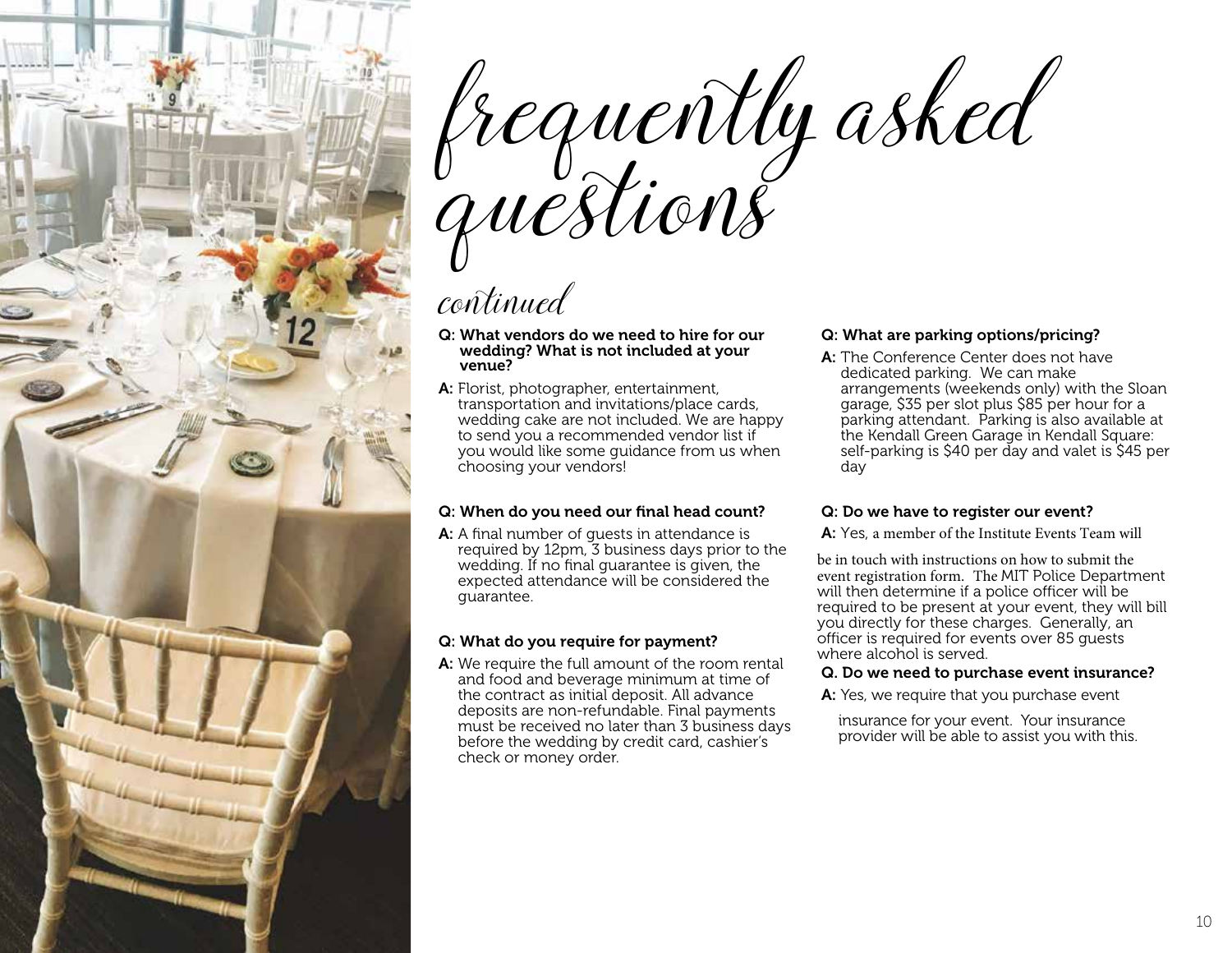# frequently asked questions

## continued

**Q: What vendors do we need to hire for our wedding? What is not included at your venue?**

**A:** Florist, photographer, entertainment, transportation and invitations/place cards, wedding cake are not included. We are happy to send you a recommended vendor list if you would like some guidance from us when choosing your vendors!

**Q: When do you need our final head count?**

**A:** A final number of guests in attendance is required by 12pm, 3 business days prior to the wedding. If no final guarantee is given, the expected attendance will be considered the guarantee.

**Q: What do you require for payment?**

**A:** We require the full amount of the room rental and food and beverage minimum at time of the contract as initial deposit. All advance deposits are non-refundable. Final payments must be received no later than 3 business days before the wedding by credit card, cashier's check or money order.

**Q: What are parking options/pricing?**

**A:** The Conference Center does not have dedicated parking. We can make arrangements (weekends only) with the Sloan garage, $35 per slot plus $85 per hour for a parking attendant. Parking is also available at the Kendall Green Garage in Kendall Square: self-parking is $40 per day and valet is $45 per day

**Q: Do we have to register our event?**

**A:** Yes, a member of the Institute Events Team will be in touch with instructions on how to submit the event registration form. The MIT Police Department will then determine if a police officer will be required to be present at your event, they will bill you directly for these charges. Generally, an officer is required for events over 85 guests where alcohol is served.

**Q. Do we need to purchase event insurance?**

**A:** Yes, we require that you purchase event insurance for your event. Your insurance provider will be able to assist you with this.